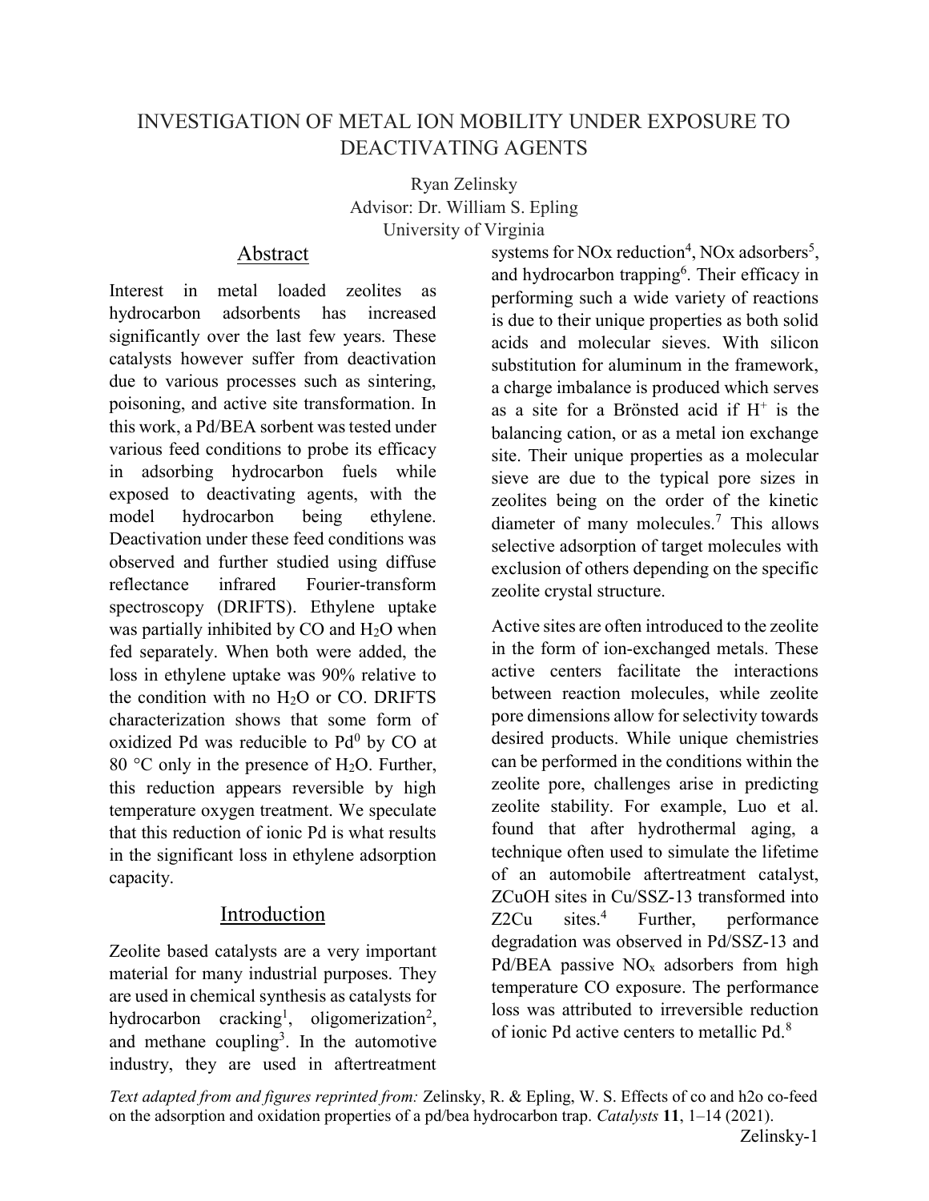# INVESTIGATION OF METAL ION MOBILITY UNDER EXPOSURE TO DEACTIVATING AGENTS

Ryan Zelinsky
Advisor: Dr. William S. Epling
University of Virginia

## Abstract

Interest in metal loaded zeolites as hydrocarbon adsorbents has increased significantly over the last few years. These catalysts however suffer from deactivation due to various processes such as sintering, poisoning, and active site transformation. In this work, a Pd/BEA sorbent was tested under various feed conditions to probe its efficacy in adsorbing hydrocarbon fuels while exposed to deactivating agents, with the model hydrocarbon being ethylene. Deactivation under these feed conditions was observed and further studied using diffuse reflectance infrared Fourier-transform spectroscopy (DRIFTS). Ethylene uptake was partially inhibited by CO and $H_2O$ when fed separately. When both were added, the loss in ethylene uptake was 90% relative to the condition with no $H_2O$ or CO. DRIFTS characterization shows that some form of oxidized Pd was reducible to $Pd^0$ by CO at 80 °C only in the presence of $H_2O$. Further, this reduction appears reversible by high temperature oxygen treatment. We speculate that this reduction of ionic Pd is what results in the significant loss in ethylene adsorption capacity.

## Introduction

Zeolite based catalysts are a very important material for many industrial purposes. They are used in chemical synthesis as catalysts for hydrocarbon cracking[1], oligomerization[2], and methane coupling[3]. In the automotive industry, they are used in aftertreatment systems for NOx reduction[4], NOx adsorbers[5], and hydrocarbon trapping[6]. Their efficacy in performing such a wide variety of reactions is due to their unique properties as both solid acids and molecular sieves. With silicon substitution for aluminum in the framework, a charge imbalance is produced which serves as a site for a Brönsted acid if $H^+$ is the balancing cation, or as a metal ion exchange site. Their unique properties as a molecular sieve are due to the typical pore sizes in zeolites being on the order of the kinetic diameter of many molecules.[7] This allows selective adsorption of target molecules with exclusion of others depending on the specific zeolite crystal structure.

Active sites are often introduced to the zeolite in the form of ion-exchanged metals. These active centers facilitate the interactions between reaction molecules, while zeolite pore dimensions allow for selectivity towards desired products. While unique chemistries can be performed in the conditions within the zeolite pore, challenges arise in predicting zeolite stability. For example, Luo et al. found that after hydrothermal aging, a technique often used to simulate the lifetime of an automobile aftertreatment catalyst, ZCuOH sites in Cu/SSZ-13 transformed into Z2Cu sites.[4] Further, performance degradation was observed in Pd/SSZ-13 and Pd/BEA passive $NO_x$ adsorbers from high temperature CO exposure. The performance loss was attributed to irreversible reduction of ionic Pd active centers to metallic Pd.[8]

*Text adapted from and figures reprinted from:* Zelinsky, R. & Epling, W. S. Effects of co and h2o co-feed on the adsorption and oxidation properties of a pd/bea hydrocarbon trap. *Catalysts* **11**, 1–14 (2021).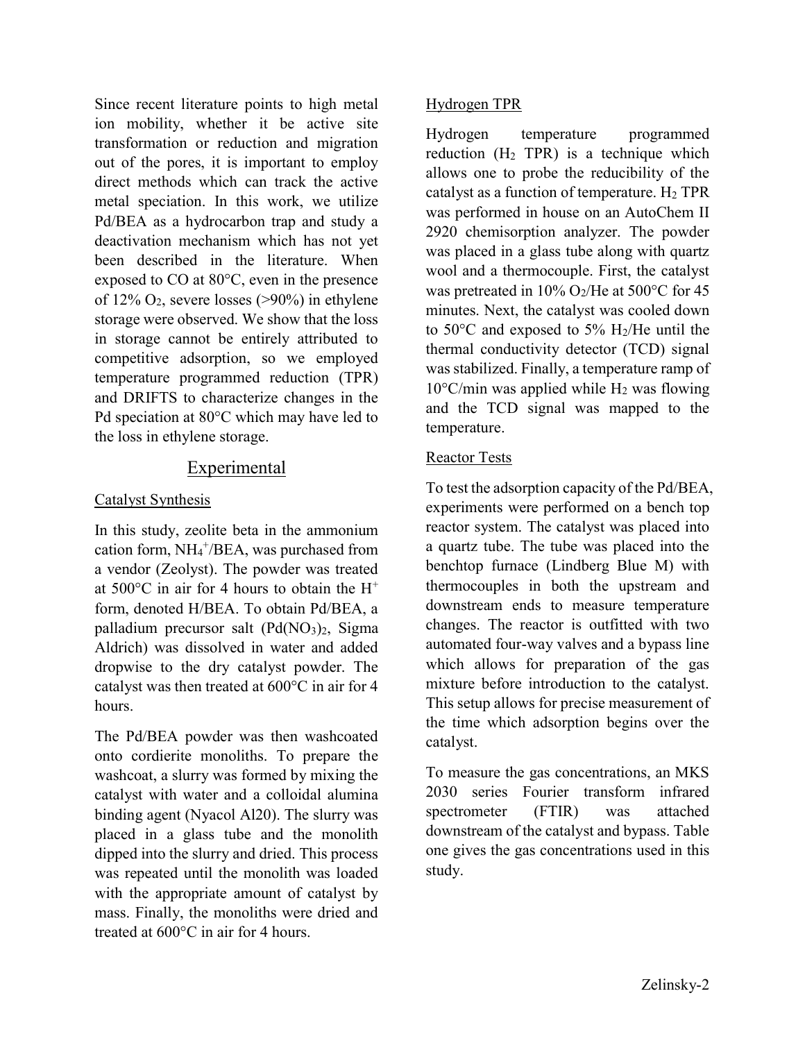Since recent literature points to high metal ion mobility, whether it be active site transformation or reduction and migration out of the pores, it is important to employ direct methods which can track the active metal speciation. In this work, we utilize Pd/BEA as a hydrocarbon trap and study a deactivation mechanism which has not yet been described in the literature. When exposed to CO at 80°C, even in the presence of 12% $O_2$, severe losses (>90%) in ethylene storage were observed. We show that the loss in storage cannot be entirely attributed to competitive adsorption, so we employed temperature programmed reduction (TPR) and DRIFTS to characterize changes in the Pd speciation at 80°C which may have led to the loss in ethylene storage.

## Experimental

### Catalyst Synthesis

In this study, zeolite beta in the ammonium cation form, $NH_4^+$/BEA, was purchased from a vendor (Zeolyst). The powder was treated at 500°C in air for 4 hours to obtain the $H^+$ form, denoted H/BEA. To obtain Pd/BEA, a palladium precursor salt ($Pd(NO_3)_2$, Sigma Aldrich) was dissolved in water and added dropwise to the dry catalyst powder. The catalyst was then treated at 600°C in air for 4 hours.

The Pd/BEA powder was then washcoated onto cordierite monoliths. To prepare the washcoat, a slurry was formed by mixing the catalyst with water and a colloidal alumina binding agent (Nyacol Al20). The slurry was placed in a glass tube and the monolith dipped into the slurry and dried. This process was repeated until the monolith was loaded with the appropriate amount of catalyst by mass. Finally, the monoliths were dried and treated at 600°C in air for 4 hours.

### Hydrogen TPR

Hydrogen temperature programmed reduction ($H_2$ TPR) is a technique which allows one to probe the reducibility of the catalyst as a function of temperature. $H_2$ TPR was performed in house on an AutoChem II 2920 chemisorption analyzer. The powder was placed in a glass tube along with quartz wool and a thermocouple. First, the catalyst was pretreated in 10% $O_2$/He at 500°C for 45 minutes. Next, the catalyst was cooled down to 50°C and exposed to 5% $H_2$/He until the thermal conductivity detector (TCD) signal was stabilized. Finally, a temperature ramp of 10°C/min was applied while $H_2$ was flowing and the TCD signal was mapped to the temperature.

### Reactor Tests

To test the adsorption capacity of the Pd/BEA, experiments were performed on a bench top reactor system. The catalyst was placed into a quartz tube. The tube was placed into the benchtop furnace (Lindberg Blue M) with thermocouples in both the upstream and downstream ends to measure temperature changes. The reactor is outfitted with two automated four-way valves and a bypass line which allows for preparation of the gas mixture before introduction to the catalyst. This setup allows for precise measurement of the time which adsorption begins over the catalyst.

To measure the gas concentrations, an MKS 2030 series Fourier transform infrared spectrometer (FTIR) was attached downstream of the catalyst and bypass. Table one gives the gas concentrations used in this study.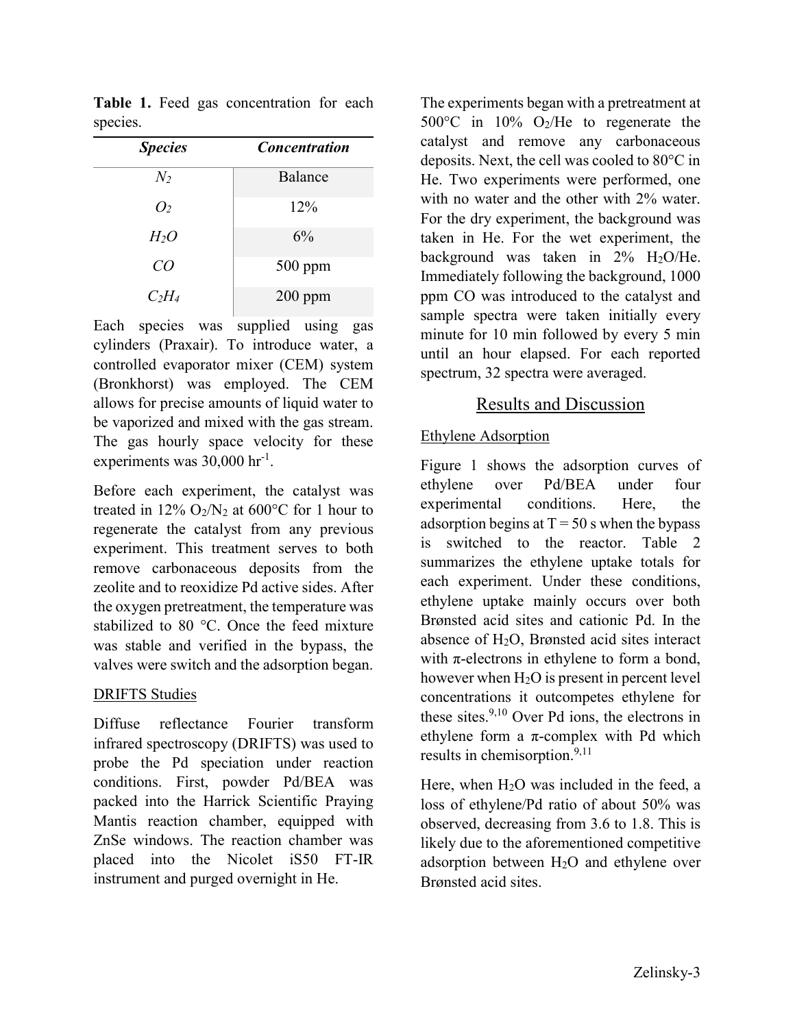**Table 1.** Feed gas concentration for each species.

| *Species* | *Concentration* |
|---|---|
| $N_2$ | Balance |
| $O_2$ | 12% |
| $H_2O$ | 6% |
| $CO$ | 500 ppm |
| $C_2H_4$ | 200 ppm |

Each species was supplied using gas cylinders (Praxair). To introduce water, a controlled evaporator mixer (CEM) system (Bronkhorst) was employed. The CEM allows for precise amounts of liquid water to be vaporized and mixed with the gas stream. The gas hourly space velocity for these experiments was 30,000 $hr^{-1}$.

Before each experiment, the catalyst was treated in 12% $O_2/N_2$ at 600°C for 1 hour to regenerate the catalyst from any previous experiment. This treatment serves to both remove carbonaceous deposits from the zeolite and to reoxidize Pd active sides. After the oxygen pretreatment, the temperature was stabilized to 80 °C. Once the feed mixture was stable and verified in the bypass, the valves were switch and the adsorption began.

### DRIFTS Studies

Diffuse reflectance Fourier transform infrared spectroscopy (DRIFTS) was used to probe the Pd speciation under reaction conditions. First, powder Pd/BEA was packed into the Harrick Scientific Praying Mantis reaction chamber, equipped with ZnSe windows. The reaction chamber was placed into the Nicolet iS50 FT-IR instrument and purged overnight in He.

The experiments began with a pretreatment at 500°C in 10% $O_2$/He to regenerate the catalyst and remove any carbonaceous deposits. Next, the cell was cooled to 80°C in He. Two experiments were performed, one with no water and the other with 2% water. For the dry experiment, the background was taken in He. For the wet experiment, the background was taken in 2% $H_2O$/He. Immediately following the background, 1000 ppm CO was introduced to the catalyst and sample spectra were taken initially every minute for 10 min followed by every 5 min until an hour elapsed. For each reported spectrum, 32 spectra were averaged.

## Results and Discussion

### Ethylene Adsorption

Figure 1 shows the adsorption curves of ethylene over Pd/BEA under four experimental conditions. Here, the adsorption begins at T = 50 s when the bypass is switched to the reactor. Table 2 summarizes the ethylene uptake totals for each experiment. Under these conditions, ethylene uptake mainly occurs over both Brønsted acid sites and cationic Pd. In the absence of $H_2O$, Brønsted acid sites interact with π-electrons in ethylene to form a bond, however when $H_2O$ is present in percent level concentrations it outcompetes ethylene for these sites.[9,10] Over Pd ions, the electrons in ethylene form a π-complex with Pd which results in chemisorption.[9,11]

Here, when $H_2O$ was included in the feed, a loss of ethylene/Pd ratio of about 50% was observed, decreasing from 3.6 to 1.8. This is likely due to the aforementioned competitive adsorption between $H_2O$ and ethylene over Brønsted acid sites.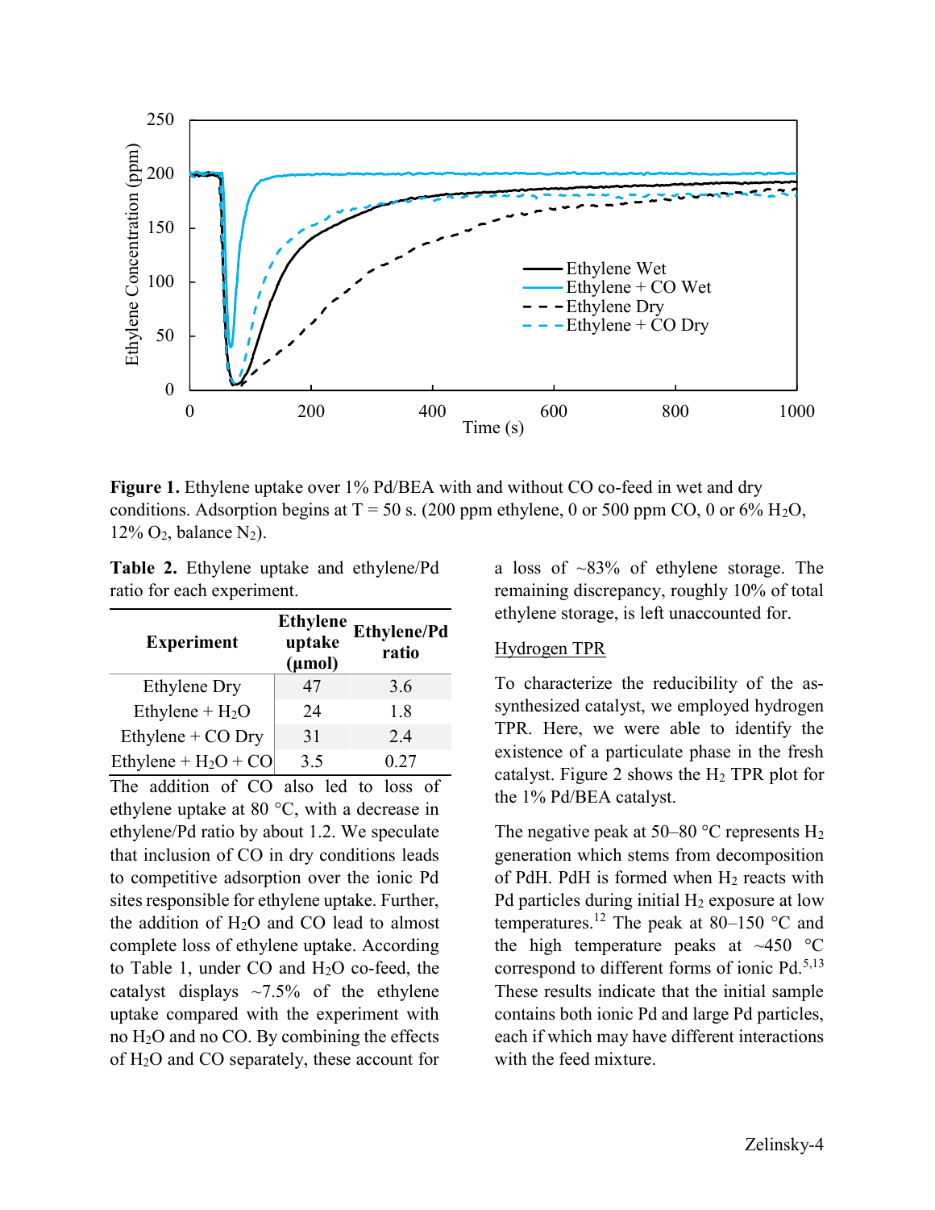**Figure 1.** Ethylene uptake over 1% Pd/BEA with and without CO co-feed in wet and dry conditions. Adsorption begins at T = 50 s. (200 ppm ethylene, 0 or 500 ppm CO, 0 or 6% $H_2O$, 12% $O_2$, balance $N_2$).

**Table 2.** Ethylene uptake and ethylene/Pd ratio for each experiment.

| Experiment | Ethylene uptake (µmol) | Ethylene/Pd ratio |
|---|---|---|
| Ethylene Dry | 47 | 3.6 |
| Ethylene + $H_2O$ | 24 | 1.8 |
| Ethylene + CO Dry | 31 | 2.4 |
| Ethylene + $H_2O$ + CO | 3.5 | 0.27 |

The addition of CO also led to loss of ethylene uptake at 80 °C, with a decrease in ethylene/Pd ratio by about 1.2. We speculate that inclusion of CO in dry conditions leads to competitive adsorption over the ionic Pd sites responsible for ethylene uptake. Further, the addition of $H_2O$ and CO lead to almost complete loss of ethylene uptake. According to Table 1, under CO and $H_2O$ co-feed, the catalyst displays ~7.5% of the ethylene uptake compared with the experiment with no $H_2O$ and no CO. By combining the effects of $H_2O$ and CO separately, these account for a loss of ~83% of ethylene storage. The remaining discrepancy, roughly 10% of total ethylene storage, is left unaccounted for.

Hydrogen TPR

To characterize the reducibility of the as-synthesized catalyst, we employed hydrogen TPR. Here, we were able to identify the existence of a particulate phase in the fresh catalyst. Figure 2 shows the $H_2$ TPR plot for the 1% Pd/BEA catalyst.

The negative peak at 50–80 °C represents $H_2$ generation which stems from decomposition of PdH. PdH is formed when $H_2$ reacts with Pd particles during initial $H_2$ exposure at low temperatures.[12] The peak at 80–150 °C and the high temperature peaks at ~450 °C correspond to different forms of ionic Pd.[5,13] These results indicate that the initial sample contains both ionic Pd and large Pd particles, each if which may have different interactions with the feed mixture.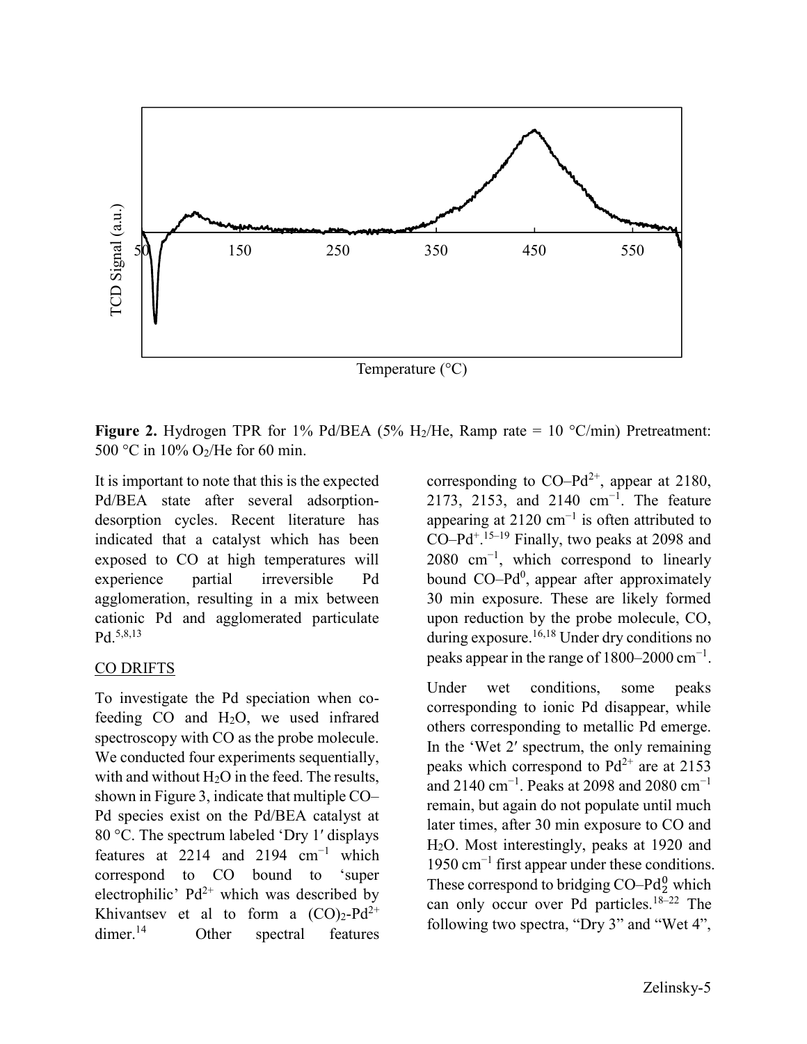**Figure 2.** Hydrogen TPR for 1% Pd/BEA (5% $H_2$/He, Ramp rate = 10 °C/min) Pretreatment: 500 °C in 10% $O_2$/He for 60 min.

It is important to note that this is the expected Pd/BEA state after several adsorption-desorption cycles. Recent literature has indicated that a catalyst which has been exposed to CO at high temperatures will experience partial irreversible Pd agglomeration, resulting in a mix between cationic Pd and agglomerated particulate Pd.[5,8,13]

## CO DRIFTS

To investigate the Pd speciation when co-feeding CO and $H_2O$, we used infrared spectroscopy with CO as the probe molecule. We conducted four experiments sequentially, with and without $H_2O$ in the feed. The results, shown in Figure 3, indicate that multiple CO–Pd species exist on the Pd/BEA catalyst at 80 °C. The spectrum labeled 'Dry 1′ displays features at 2214 and 2194 $cm^{-1}$ which correspond to CO bound to 'super electrophilic' $Pd^{2+}$ which was described by Khivantsev et al to form a $(CO)_2$-$Pd^{2+}$ dimer.[14] Other spectral features corresponding to CO–$Pd^{2+}$, appear at 2180, 2173, 2153, and 2140 $cm^{-1}$. The feature appearing at 2120 $cm^{-1}$ is often attributed to CO–$Pd^{+}$.[15–19] Finally, two peaks at 2098 and 2080 $cm^{-1}$, which correspond to linearly bound CO–$Pd^{0}$, appear after approximately 30 min exposure. These are likely formed upon reduction by the probe molecule, CO, during exposure.[16,18] Under dry conditions no peaks appear in the range of 1800–2000 $cm^{-1}$.

Under wet conditions, some peaks corresponding to ionic Pd disappear, while others corresponding to metallic Pd emerge. In the 'Wet 2′ spectrum, the only remaining peaks which correspond to $Pd^{2+}$ are at 2153 and 2140 $cm^{-1}$. Peaks at 2098 and 2080 $cm^{-1}$ remain, but again do not populate until much later times, after 30 min exposure to CO and $H_2O$. Most interestingly, peaks at 1920 and 1950 $cm^{-1}$ first appear under these conditions. These correspond to bridging CO–$Pd_2^0$ which can only occur over Pd particles.[18–22] The following two spectra, "Dry 3" and "Wet 4",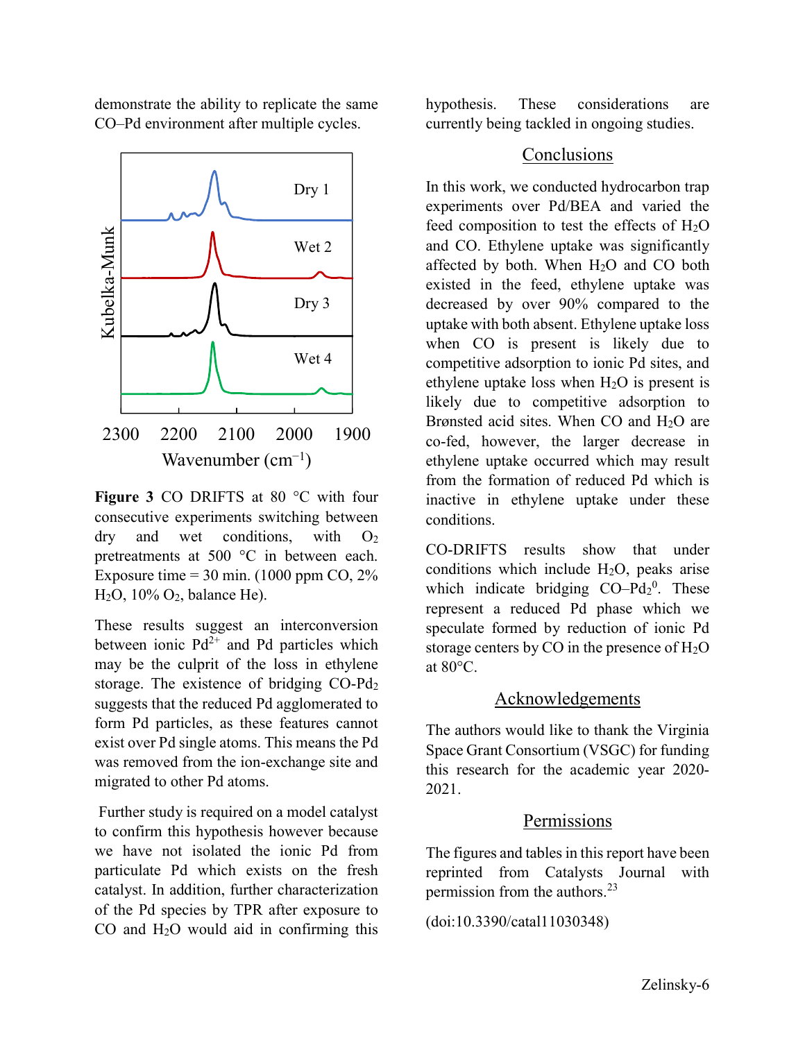demonstrate the ability to replicate the same CO–Pd environment after multiple cycles.

**Figure 3** CO DRIFTS at 80 °C with four consecutive experiments switching between dry and wet conditions, with $O_2$ pretreatments at 500 °C in between each. Exposure time = 30 min. (1000 ppm CO, 2% $H_2O$, 10% $O_2$, balance He).

These results suggest an interconversion between ionic $Pd^{2+}$ and Pd particles which may be the culprit of the loss in ethylene storage. The existence of bridging CO-$Pd_2$ suggests that the reduced Pd agglomerated to form Pd particles, as these features cannot exist over Pd single atoms. This means the Pd was removed from the ion-exchange site and migrated to other Pd atoms.

Further study is required on a model catalyst to confirm this hypothesis however because we have not isolated the ionic Pd from particulate Pd which exists on the fresh catalyst. In addition, further characterization of the Pd species by TPR after exposure to CO and $H_2O$ would aid in confirming this hypothesis. These considerations are currently being tackled in ongoing studies.

## Conclusions

In this work, we conducted hydrocarbon trap experiments over Pd/BEA and varied the feed composition to test the effects of $H_2O$ and CO. Ethylene uptake was significantly affected by both. When $H_2O$ and CO both existed in the feed, ethylene uptake was decreased by over 90% compared to the uptake with both absent. Ethylene uptake loss when CO is present is likely due to competitive adsorption to ionic Pd sites, and ethylene uptake loss when $H_2O$ is present is likely due to competitive adsorption to Brønsted acid sites. When CO and $H_2O$ are co-fed, however, the larger decrease in ethylene uptake occurred which may result from the formation of reduced Pd which is inactive in ethylene uptake under these conditions.

CO-DRIFTS results show that under conditions which include $H_2O$, peaks arise which indicate bridging CO–$Pd_2^0$. These represent a reduced Pd phase which we speculate formed by reduction of ionic Pd storage centers by CO in the presence of $H_2O$ at 80°C.

## Acknowledgements

The authors would like to thank the Virginia Space Grant Consortium (VSGC) for funding this research for the academic year 2020-2021.

## Permissions

The figures and tables in this report have been reprinted from Catalysts Journal with permission from the authors.[23]

(doi:10.3390/catal11030348)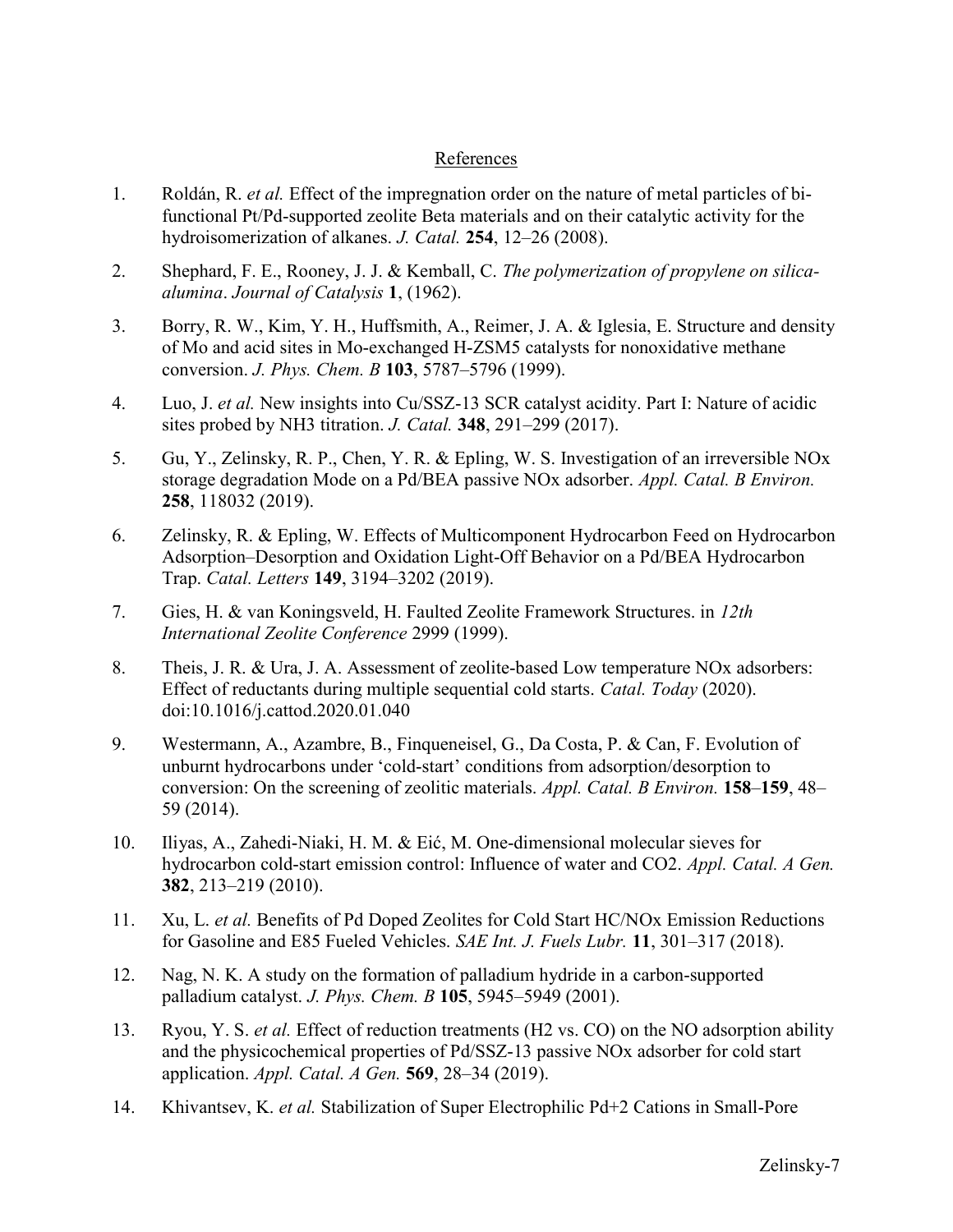## References

1. Roldán, R. *et al.* Effect of the impregnation order on the nature of metal particles of bi-functional Pt/Pd-supported zeolite Beta materials and on their catalytic activity for the hydroisomerization of alkanes. *J. Catal.* **254**, 12–26 (2008).

2. Shephard, F. E., Rooney, J. J. & Kemball, C. *The polymerization of propylene on silica-alumina*. *Journal of Catalysis* **1**, (1962).

3. Borry, R. W., Kim, Y. H., Huffsmith, A., Reimer, J. A. & Iglesia, E. Structure and density of Mo and acid sites in Mo-exchanged H-ZSM5 catalysts for nonoxidative methane conversion. *J. Phys. Chem. B* **103**, 5787–5796 (1999).

4. Luo, J. *et al.* New insights into Cu/SSZ-13 SCR catalyst acidity. Part I: Nature of acidic sites probed by NH3 titration. *J. Catal.* **348**, 291–299 (2017).

5. Gu, Y., Zelinsky, R. P., Chen, Y. R. & Epling, W. S. Investigation of an irreversible NOx storage degradation Mode on a Pd/BEA passive NOx adsorber. *Appl. Catal. B Environ.* **258**, 118032 (2019).

6. Zelinsky, R. & Epling, W. Effects of Multicomponent Hydrocarbon Feed on Hydrocarbon Adsorption–Desorption and Oxidation Light-Off Behavior on a Pd/BEA Hydrocarbon Trap. *Catal. Letters* **149**, 3194–3202 (2019).

7. Gies, H. & van Koningsveld, H. Faulted Zeolite Framework Structures. in *12th International Zeolite Conference* 2999 (1999).

8. Theis, J. R. & Ura, J. A. Assessment of zeolite-based Low temperature NOx adsorbers: Effect of reductants during multiple sequential cold starts. *Catal. Today* (2020). doi:10.1016/j.cattod.2020.01.040

9. Westermann, A., Azambre, B., Finqueneisel, G., Da Costa, P. & Can, F. Evolution of unburnt hydrocarbons under 'cold-start' conditions from adsorption/desorption to conversion: On the screening of zeolitic materials. *Appl. Catal. B Environ.* **158**–**159**, 48–59 (2014).

10. Iliyas, A., Zahedi-Niaki, H. M. & Eić, M. One-dimensional molecular sieves for hydrocarbon cold-start emission control: Influence of water and CO2. *Appl. Catal. A Gen.* **382**, 213–219 (2010).

11. Xu, L. *et al.* Benefits of Pd Doped Zeolites for Cold Start HC/NOx Emission Reductions for Gasoline and E85 Fueled Vehicles. *SAE Int. J. Fuels Lubr.* **11**, 301–317 (2018).

12. Nag, N. K. A study on the formation of palladium hydride in a carbon-supported palladium catalyst. *J. Phys. Chem. B* **105**, 5945–5949 (2001).

13. Ryou, Y. S. *et al.* Effect of reduction treatments (H2 vs. CO) on the NO adsorption ability and the physicochemical properties of Pd/SSZ-13 passive NOx adsorber for cold start application. *Appl. Catal. A Gen.* **569**, 28–34 (2019).

14. Khivantsev, K. *et al.* Stabilization of Super Electrophilic Pd+2 Cations in Small-Pore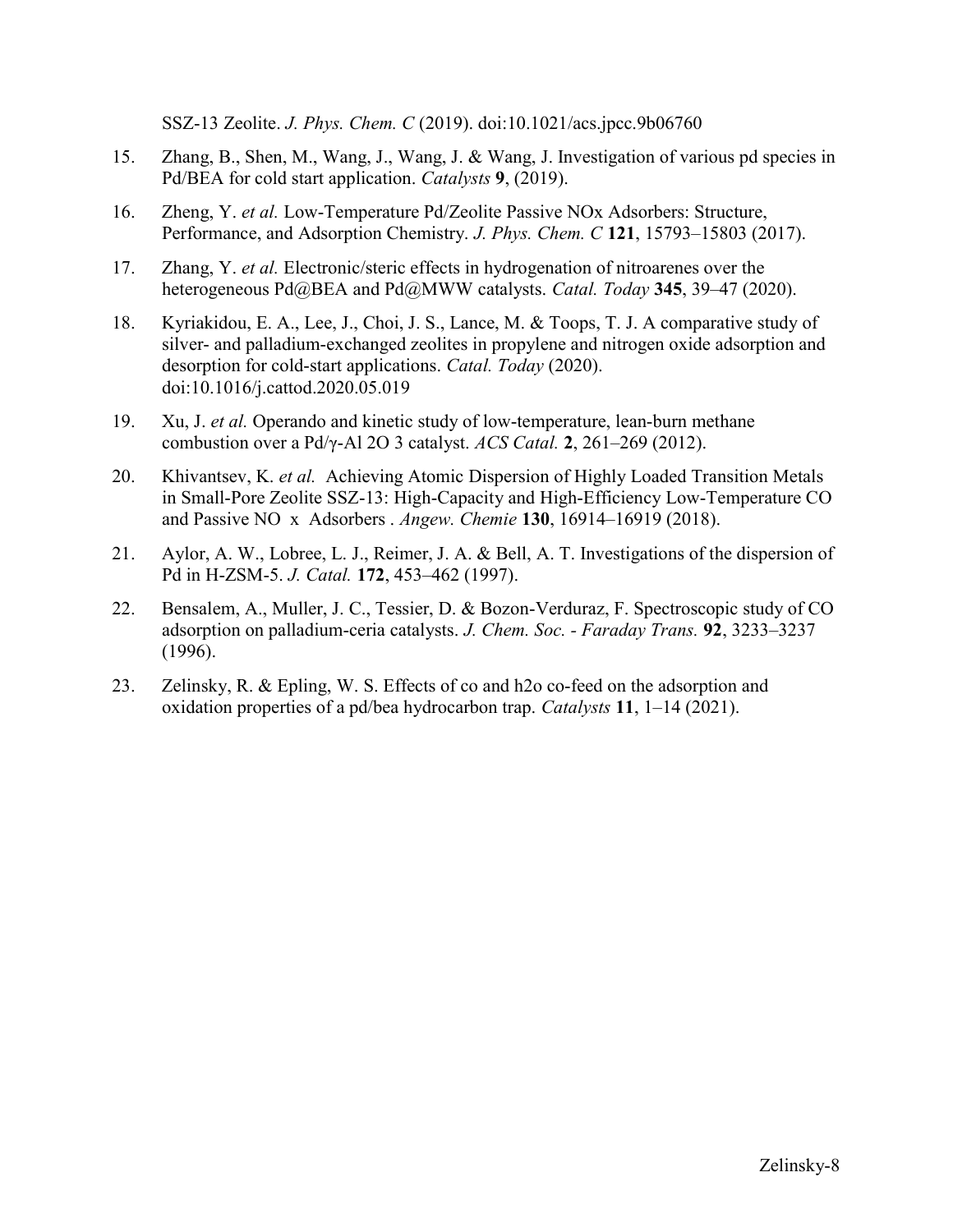SSZ-13 Zeolite. *J. Phys. Chem. C* (2019). doi:10.1021/acs.jpcc.9b06760

15. Zhang, B., Shen, M., Wang, J., Wang, J. & Wang, J. Investigation of various pd species in Pd/BEA for cold start application. *Catalysts* **9**, (2019).
16. Zheng, Y. *et al.* Low-Temperature Pd/Zeolite Passive NOx Adsorbers: Structure, Performance, and Adsorption Chemistry. *J. Phys. Chem. C* **121**, 15793–15803 (2017).
17. Zhang, Y. *et al.* Electronic/steric effects in hydrogenation of nitroarenes over the heterogeneous Pd@BEA and Pd@MWW catalysts. *Catal. Today* **345**, 39–47 (2020).
18. Kyriakidou, E. A., Lee, J., Choi, J. S., Lance, M. & Toops, T. J. A comparative study of silver- and palladium-exchanged zeolites in propylene and nitrogen oxide adsorption and desorption for cold-start applications. *Catal. Today* (2020). doi:10.1016/j.cattod.2020.05.019
19. Xu, J. *et al.* Operando and kinetic study of low-temperature, lean-burn methane combustion over a Pd/γ-Al 2O 3 catalyst. *ACS Catal.* **2**, 261–269 (2012).
20. Khivantsev, K. *et al.* Achieving Atomic Dispersion of Highly Loaded Transition Metals in Small-Pore Zeolite SSZ-13: High-Capacity and High-Efficiency Low-Temperature CO and Passive NO x Adsorbers . *Angew. Chemie* **130**, 16914–16919 (2018).
21. Aylor, A. W., Lobree, L. J., Reimer, J. A. & Bell, A. T. Investigations of the dispersion of Pd in H-ZSM-5. *J. Catal.* **172**, 453–462 (1997).
22. Bensalem, A., Muller, J. C., Tessier, D. & Bozon-Verduraz, F. Spectroscopic study of CO adsorption on palladium-ceria catalysts. *J. Chem. Soc. - Faraday Trans.* **92**, 3233–3237 (1996).
23. Zelinsky, R. & Epling, W. S. Effects of co and h2o co-feed on the adsorption and oxidation properties of a pd/bea hydrocarbon trap. *Catalysts* **11**, 1–14 (2021).